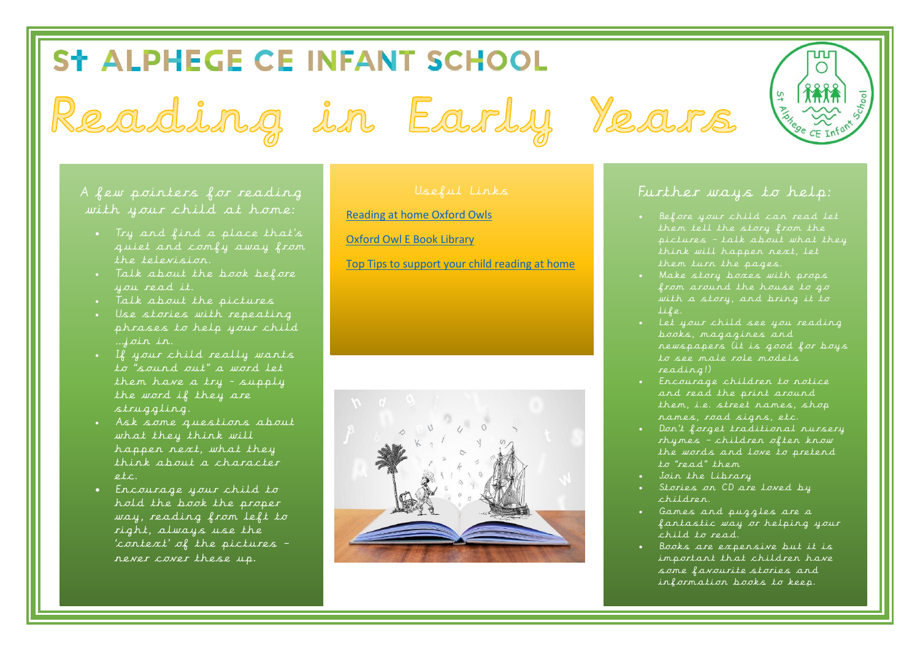# St ALPHEGE CE INFANT SCHOOL

# Reading in Early Years

## A few pointers for reading with your child at home:

- Try and find a place that's quiet and comfy away from the television.
- Talk about the book before you read it.
- Talk about the pictures
- Use stories with repeating phrases to help your child …join in.
- If your child really wants to "sound out" a word let them have a try – supply the word if they are struggling.
- Ask some questions about what they think will happen next, what they think about a character etc.
- Encourage your child to hold the book the proper way, reading from left to right, always use the 'context' of the pictures – never cover these up.

## Useful Links

Reading at home Oxford Owls

Oxford Owl E Book Library

Top Tips to support your child reading at home

## Further ways to help:

- Before your child can read let them tell the story from the pictures – talk about what they think will happen next, let them turn the pages.
- Make story boxes with props from around the house to go with a story, and bring it to life.
- Let your child see you reading books, magazines and newspapers (it is good for boys to see male role models reading!)
- Encourage children to notice and read the print around them, i.e. street names, shop names, road signs, etc.
- Don't forget traditional nursery rhymes – children often know the words and love to pretend to "read" them
- Join the library
- Stories on CD are loved by children.
- Games and puzzles are a fantastic way or helping your child to read.
- Books are expensive but it is important that children have some favourite stories and information books to keep.